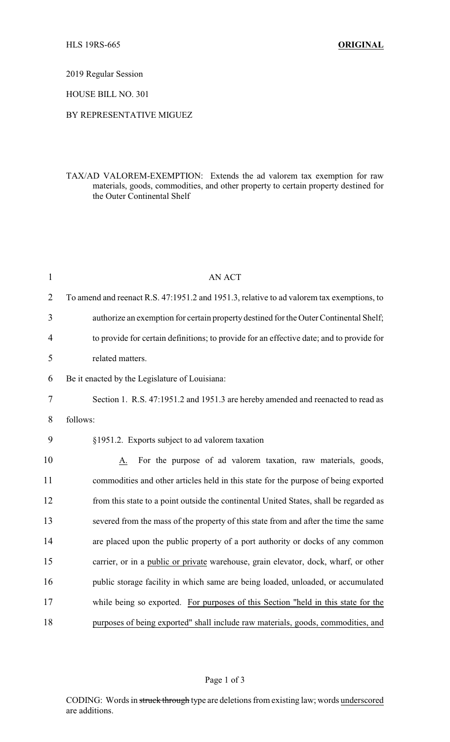HLS 19RS-665 **ORIGINAL**

2019 Regular Session

HOUSE BILL NO. 301

BY REPRESENTATIVE MIGUEZ

TAX/AD VALOREM-EXEMPTION: Extends the ad valorem tax exemption for raw materials, goods, commodities, and other property to certain property destined for the Outer Continental Shelf

AN ACT

To amend and reenact R.S. 47:1951.2 and 1951.3, relative to ad valorem tax exemptions, to authorize an exemption for certain property destined for the Outer Continental Shelf; to provide for certain definitions; to provide for an effective date; and to provide for related matters.

Be it enacted by the Legislature of Louisiana:

Section 1. R.S. 47:1951.2 and 1951.3 are hereby amended and reenacted to read as follows:

§1951.2. Exports subject to ad valorem taxation

A. For the purpose of ad valorem taxation, raw materials, goods, commodities and other articles held in this state for the purpose of being exported from this state to a point outside the continental United States, shall be regarded as severed from the mass of the property of this state from and after the time the same are placed upon the public property of a port authority or docks of any common carrier, or in a public or private warehouse, grain elevator, dock, wharf, or other public storage facility in which same are being loaded, unloaded, or accumulated while being so exported. For purposes of this Section "held in this state for the purposes of being exported" shall include raw materials, goods, commodities, and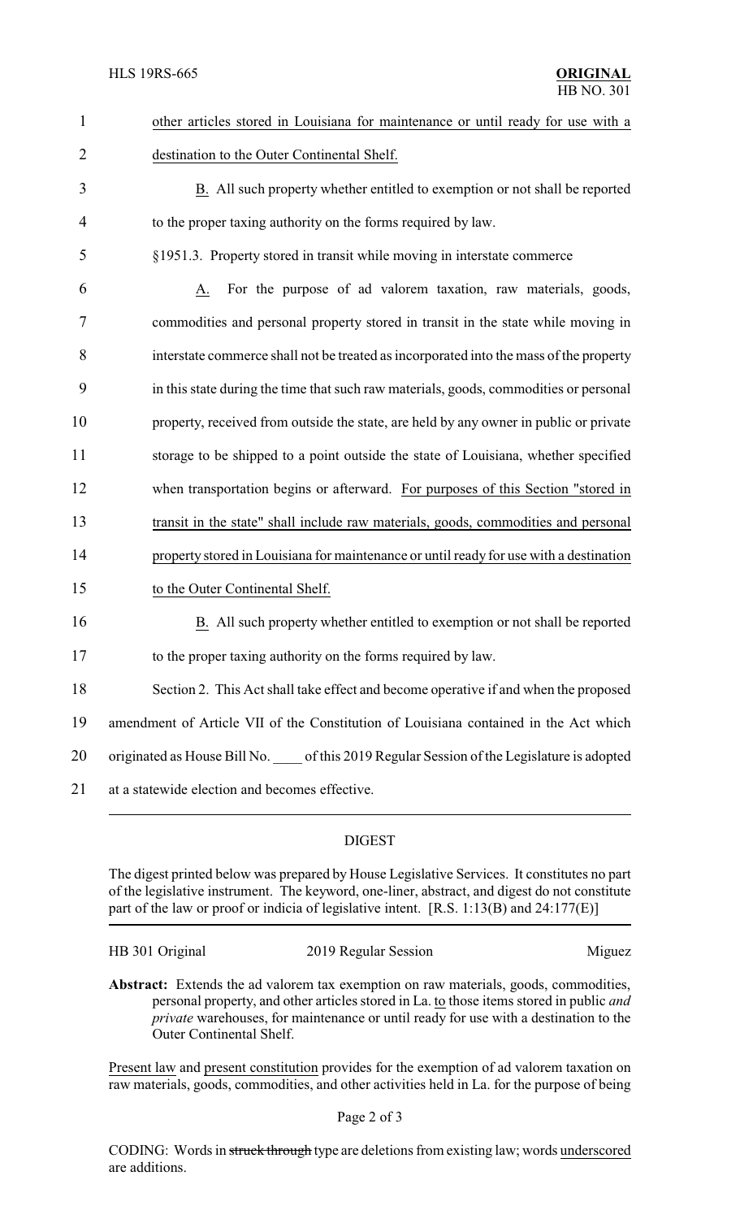other articles stored in Louisiana for maintenance or until ready for use with a destination to the Outer Continental Shelf.

B. All such property whether entitled to exemption or not shall be reported to the proper taxing authority on the forms required by law.

§1951.3. Property stored in transit while moving in interstate commerce

A. For the purpose of ad valorem taxation, raw materials, goods, commodities and personal property stored in transit in the state while moving in interstate commerce shall not be treated as incorporated into the mass of the property in this state during the time that such raw materials, goods, commodities or personal property, received from outside the state, are held by any owner in public or private storage to be shipped to a point outside the state of Louisiana, whether specified when transportation begins or afterward. For purposes of this Section "stored in transit in the state" shall include raw materials, goods, commodities and personal property stored in Louisiana for maintenance or until ready for use with a destination to the Outer Continental Shelf.

B. All such property whether entitled to exemption or not shall be reported to the proper taxing authority on the forms required by law.

Section 2. This Act shall take effect and become operative if and when the proposed amendment of Article VII of the Constitution of Louisiana contained in the Act which originated as House Bill No. ____ of this 2019 Regular Session of the Legislature is adopted at a statewide election and becomes effective.

## DIGEST

The digest printed below was prepared by House Legislative Services. It constitutes no part of the legislative instrument. The keyword, one-liner, abstract, and digest do not constitute part of the law or proof or indicia of legislative intent. [R.S. 1:13(B) and 24:177(E)]

HB 301 Original — 2019 Regular Session — Miguez

**Abstract:** Extends the ad valorem tax exemption on raw materials, goods, commodities, personal property, and other articles stored in La. to those items stored in public *and private* warehouses, for maintenance or until ready for use with a destination to the Outer Continental Shelf.

Present law and present constitution provides for the exemption of ad valorem taxation on raw materials, goods, commodities, and other activities held in La. for the purpose of being

CODING: Words in ~~struck through~~ type are deletions from existing law; words underscored are additions.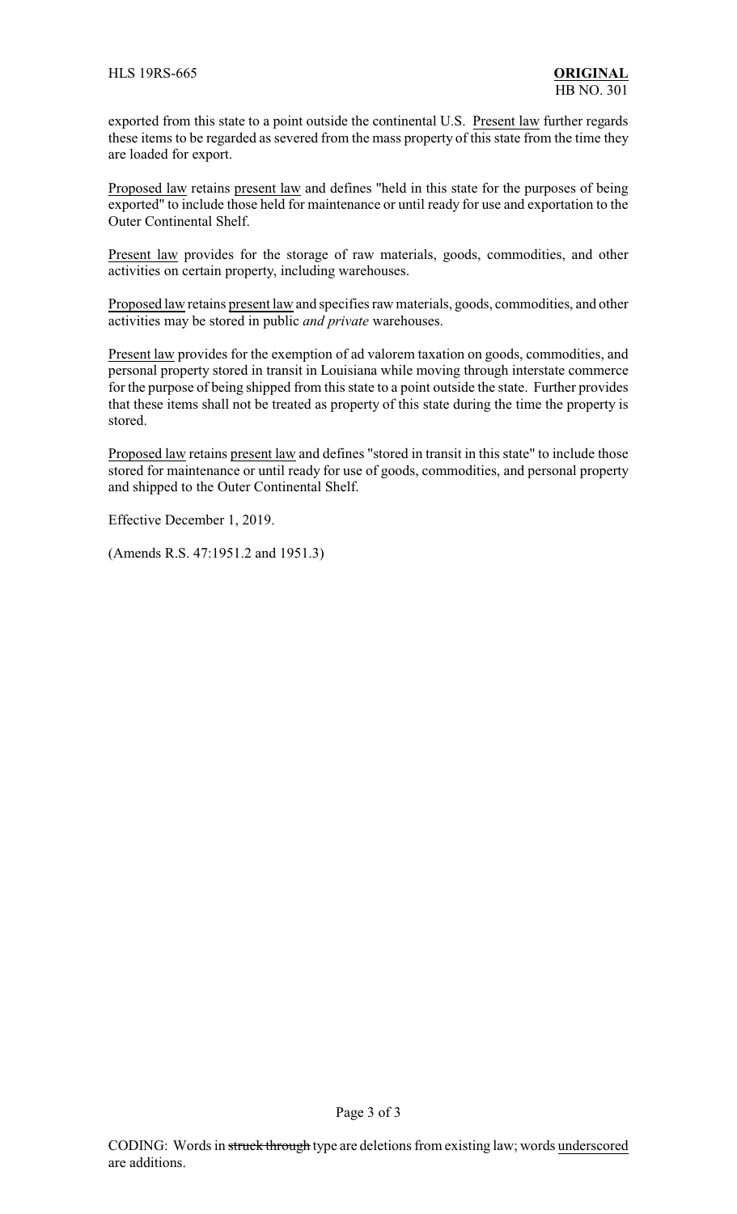exported from this state to a point outside the continental U.S. Present law further regards these items to be regarded as severed from the mass property of this state from the time they are loaded for export.

Proposed law retains present law and defines "held in this state for the purposes of being exported" to include those held for maintenance or until ready for use and exportation to the Outer Continental Shelf.

Present law provides for the storage of raw materials, goods, commodities, and other activities on certain property, including warehouses.

Proposed law retains present law and specifies raw materials, goods, commodities, and other activities may be stored in public *and private* warehouses.

Present law provides for the exemption of ad valorem taxation on goods, commodities, and personal property stored in transit in Louisiana while moving through interstate commerce for the purpose of being shipped from this state to a point outside the state. Further provides that these items shall not be treated as property of this state during the time the property is stored.

Proposed law retains present law and defines "stored in transit in this state" to include those stored for maintenance or until ready for use of goods, commodities, and personal property and shipped to the Outer Continental Shelf.

Effective December 1, 2019.

(Amends R.S. 47:1951.2 and 1951.3)

CODING: Words in ~~struck through~~ type are deletions from existing law; words underscored are additions.